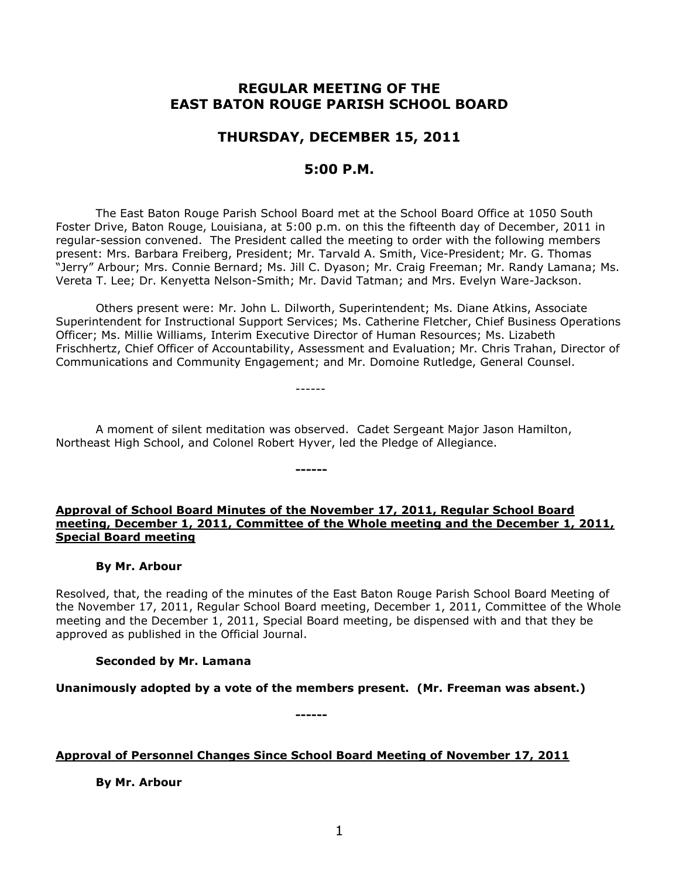# REGULAR MEETING OF THE EAST BATON ROUGE PARISH SCHOOL BOARD

## THURSDAY, DECEMBER 15, 2011

## 5:00 P.M.

The East Baton Rouge Parish School Board met at the School Board Office at 1050 South Foster Drive, Baton Rouge, Louisiana, at 5:00 p.m. on this the fifteenth day of December, 2011 in regular-session convened. The President called the meeting to order with the following members present: Mrs. Barbara Freiberg, President; Mr. Tarvald A. Smith, Vice-President; Mr. G. Thomas "Jerry" Arbour; Mrs. Connie Bernard; Ms. Jill C. Dyason; Mr. Craig Freeman; Mr. Randy Lamana; Ms. Vereta T. Lee; Dr. Kenyetta Nelson-Smith; Mr. David Tatman; and Mrs. Evelyn Ware-Jackson.

Others present were: Mr. John L. Dilworth, Superintendent; Ms. Diane Atkins, Associate Superintendent for Instructional Support Services; Ms. Catherine Fletcher, Chief Business Operations Officer; Ms. Millie Williams, Interim Executive Director of Human Resources; Ms. Lizabeth Frischhertz, Chief Officer of Accountability, Assessment and Evaluation; Mr. Chris Trahan, Director of Communications and Community Engagement; and Mr. Domoine Rutledge, General Counsel.

------

A moment of silent meditation was observed. Cadet Sergeant Major Jason Hamilton, Northeast High School, and Colonel Robert Hyver, led the Pledge of Allegiance.

**------**

**Approval of School Board Minutes of the November 17, 2011, Regular School Board meeting, December 1, 2011, Committee of the Whole meeting and the December 1, 2011, Special Board meeting**

**By Mr. Arbour**

Resolved, that, the reading of the minutes of the East Baton Rouge Parish School Board Meeting of the November 17, 2011, Regular School Board meeting, December 1, 2011, Committee of the Whole meeting and the December 1, 2011, Special Board meeting, be dispensed with and that they be approved as published in the Official Journal.

**Seconded by Mr. Lamana**

**Unanimously adopted by a vote of the members present. (Mr. Freeman was absent.)**

**------**

**Approval of Personnel Changes Since School Board Meeting of November 17, 2011**

**By Mr. Arbour**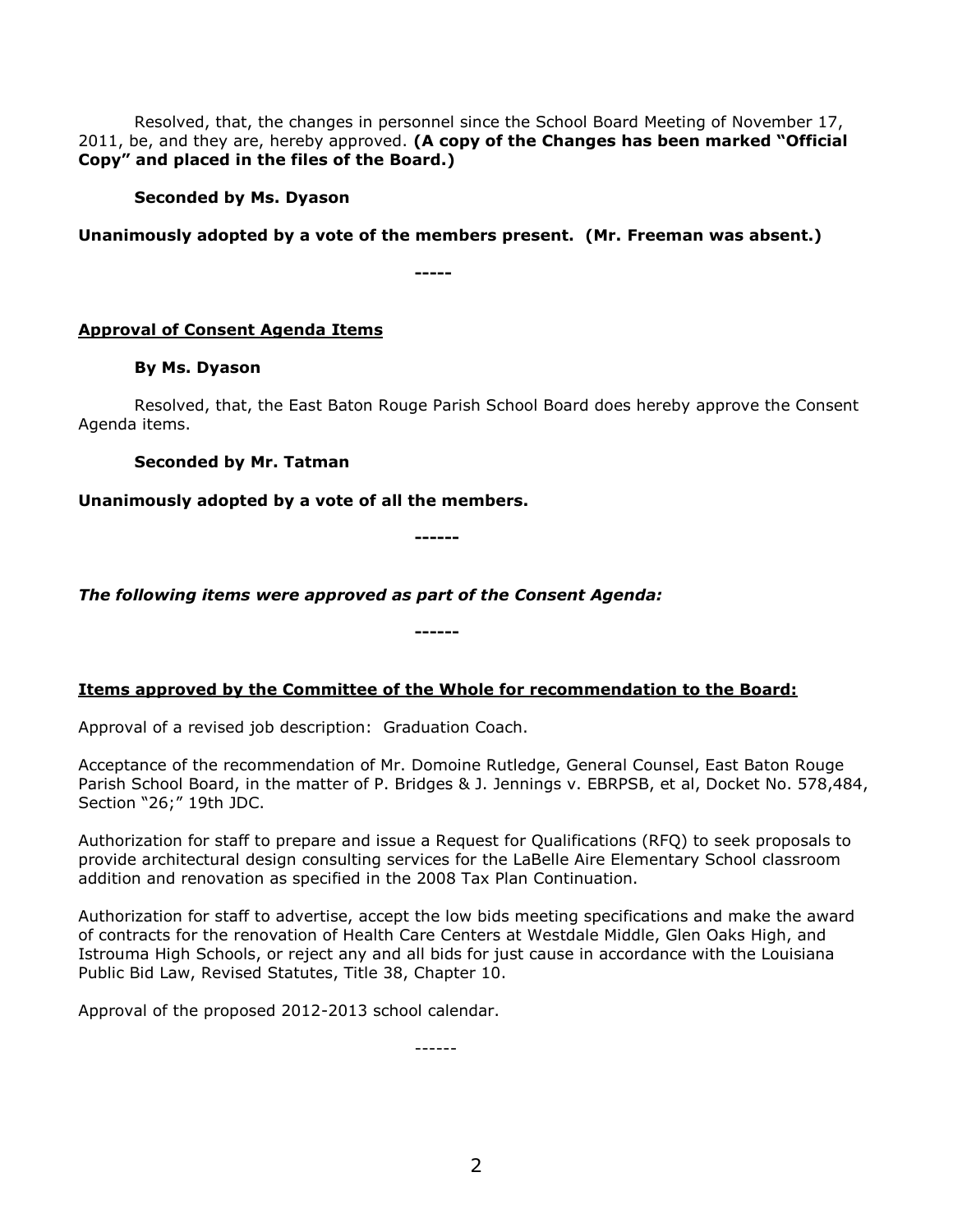Resolved, that, the changes in personnel since the School Board Meeting of November 17, 2011, be, and they are, hereby approved. **(A copy of the Changes has been marked "Official Copy" and placed in the files of the Board.)**

**Seconded by Ms. Dyason**

**Unanimously adopted by a vote of the members present. (Mr. Freeman was absent.)**

-----

**Approval of Consent Agenda Items**

**By Ms. Dyason**

Resolved, that, the East Baton Rouge Parish School Board does hereby approve the Consent Agenda items.

**Seconded by Mr. Tatman**

**Unanimously adopted by a vote of all the members.**

------

***The following items were approved as part of the Consent Agenda:***

------

**Items approved by the Committee of the Whole for recommendation to the Board:**

Approval of a revised job description: Graduation Coach.

Acceptance of the recommendation of Mr. Domoine Rutledge, General Counsel, East Baton Rouge Parish School Board, in the matter of P. Bridges & J. Jennings v. EBRPSB, et al, Docket No. 578,484, Section "26;" 19th JDC.

Authorization for staff to prepare and issue a Request for Qualifications (RFQ) to seek proposals to provide architectural design consulting services for the LaBelle Aire Elementary School classroom addition and renovation as specified in the 2008 Tax Plan Continuation.

Authorization for staff to advertise, accept the low bids meeting specifications and make the award of contracts for the renovation of Health Care Centers at Westdale Middle, Glen Oaks High, and Istrouma High Schools, or reject any and all bids for just cause in accordance with the Louisiana Public Bid Law, Revised Statutes, Title 38, Chapter 10.

Approval of the proposed 2012-2013 school calendar.

------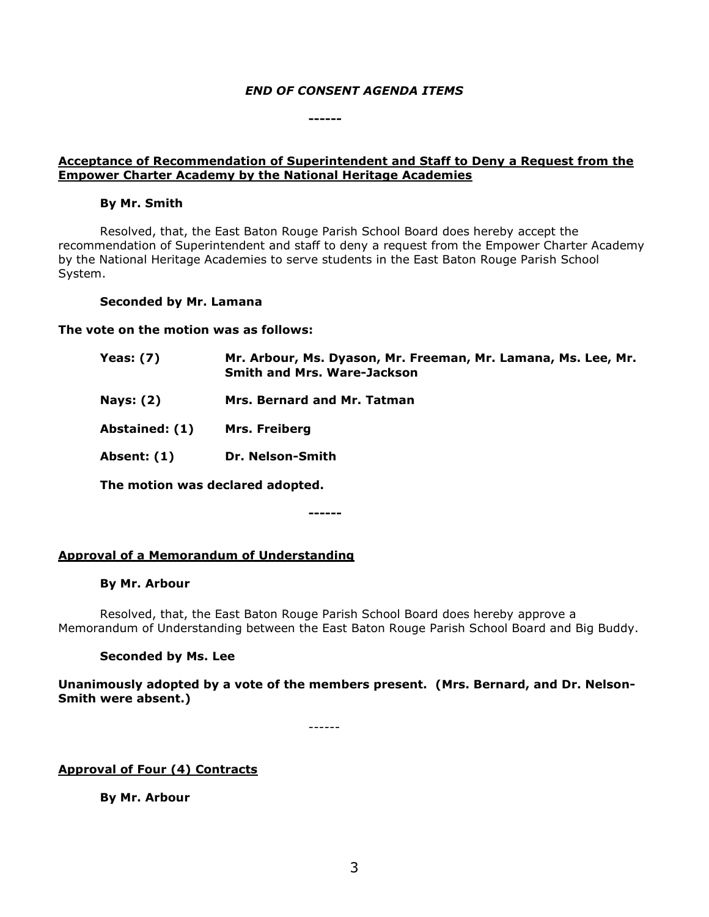***END OF CONSENT AGENDA ITEMS***

**------**

**Acceptance of Recommendation of Superintendent and Staff to Deny a Request from the Empower Charter Academy by the National Heritage Academies**

**By Mr. Smith**

Resolved, that, the East Baton Rouge Parish School Board does hereby accept the recommendation of Superintendent and staff to deny a request from the Empower Charter Academy by the National Heritage Academies to serve students in the East Baton Rouge Parish School System.

**Seconded by Mr. Lamana**

**The vote on the motion was as follows:**

**Yeas: (7)** **Mr. Arbour, Ms. Dyason, Mr. Freeman, Mr. Lamana, Ms. Lee, Mr. Smith and Mrs. Ware-Jackson**

**Nays: (2)** **Mrs. Bernard and Mr. Tatman**

**Abstained: (1)** **Mrs. Freiberg**

**Absent: (1)** **Dr. Nelson-Smith**

**The motion was declared adopted.**

**------**

**Approval of a Memorandum of Understanding**

**By Mr. Arbour**

Resolved, that, the East Baton Rouge Parish School Board does hereby approve a Memorandum of Understanding between the East Baton Rouge Parish School Board and Big Buddy.

**Seconded by Ms. Lee**

**Unanimously adopted by a vote of the members present. (Mrs. Bernard, and Dr. Nelson-Smith were absent.)**

------

**Approval of Four (4) Contracts**

**By Mr. Arbour**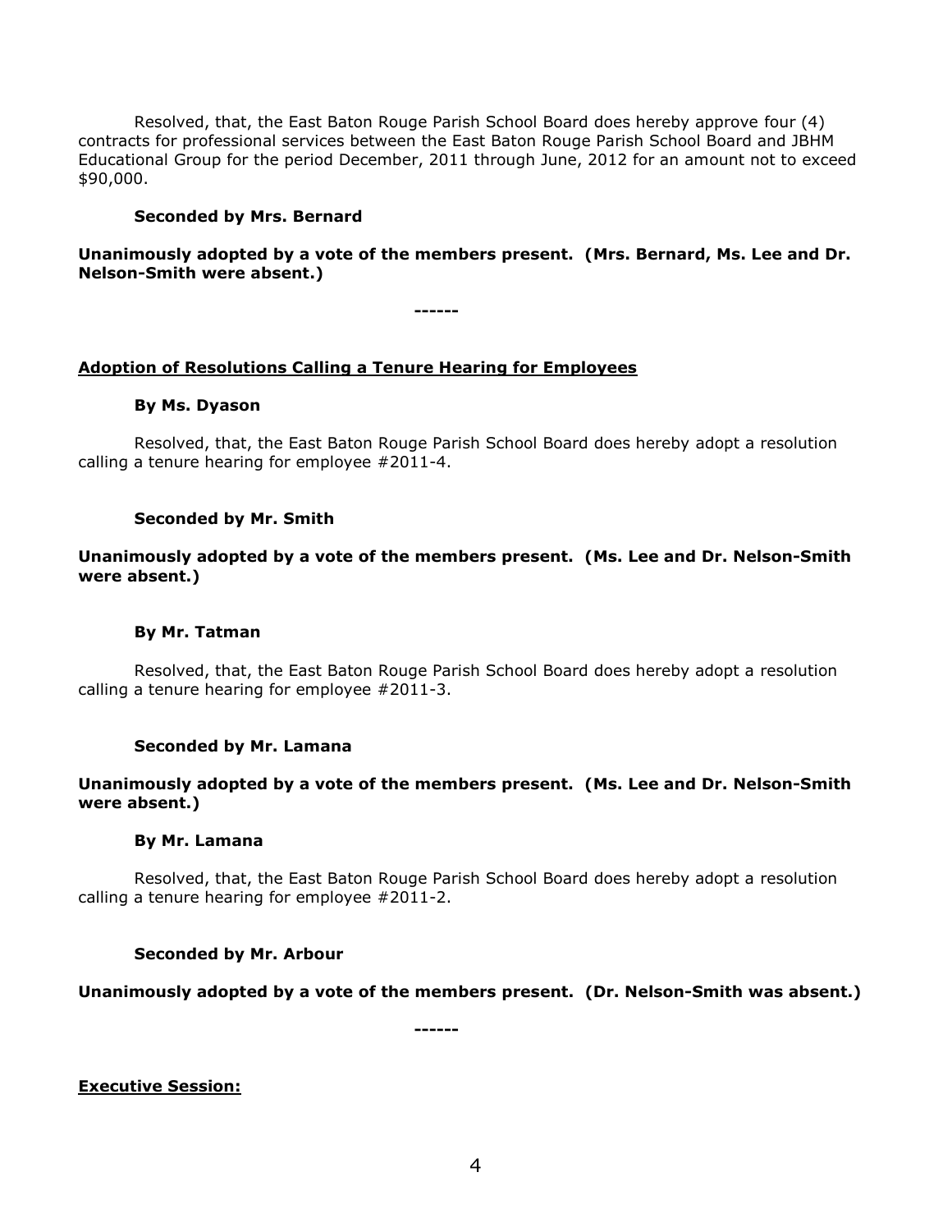Resolved, that, the East Baton Rouge Parish School Board does hereby approve four (4) contracts for professional services between the East Baton Rouge Parish School Board and JBHM Educational Group for the period December, 2011 through June, 2012 for an amount not to exceed $90,000.

**Seconded by Mrs. Bernard**

**Unanimously adopted by a vote of the members present. (Mrs. Bernard, Ms. Lee and Dr. Nelson-Smith were absent.)**

**------**

**Adoption of Resolutions Calling a Tenure Hearing for Employees**

**By Ms. Dyason**

Resolved, that, the East Baton Rouge Parish School Board does hereby adopt a resolution calling a tenure hearing for employee #2011-4.

**Seconded by Mr. Smith**

**Unanimously adopted by a vote of the members present. (Ms. Lee and Dr. Nelson-Smith were absent.)**

**By Mr. Tatman**

Resolved, that, the East Baton Rouge Parish School Board does hereby adopt a resolution calling a tenure hearing for employee #2011-3.

**Seconded by Mr. Lamana**

**Unanimously adopted by a vote of the members present. (Ms. Lee and Dr. Nelson-Smith were absent.)**

**By Mr. Lamana**

Resolved, that, the East Baton Rouge Parish School Board does hereby adopt a resolution calling a tenure hearing for employee #2011-2.

**Seconded by Mr. Arbour**

**Unanimously adopted by a vote of the members present. (Dr. Nelson-Smith was absent.)**

**------**

**Executive Session:**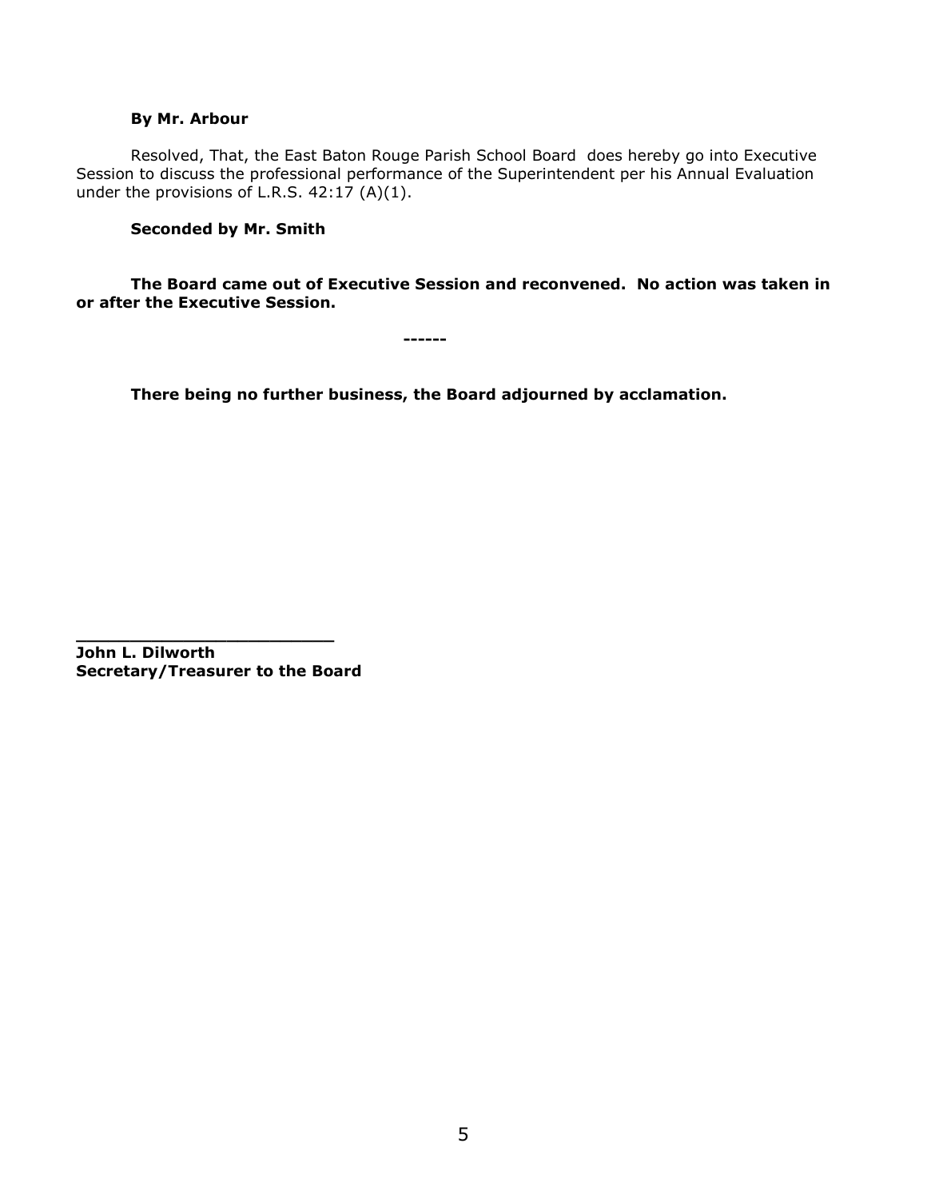**By Mr. Arbour**

Resolved, That, the East Baton Rouge Parish School Board does hereby go into Executive Session to discuss the professional performance of the Superintendent per his Annual Evaluation under the provisions of L.R.S. 42:17 (A)(1).

**Seconded by Mr. Smith**

**The Board came out of Executive Session and reconvened. No action was taken in or after the Executive Session.**

**------**

**There being no further business, the Board adjourned by acclamation.**

**\_\_\_\_\_\_\_\_\_\_\_\_\_\_\_\_\_\_\_\_\_\_\_\_\_**
**John L. Dilworth**
**Secretary/Treasurer to the Board**